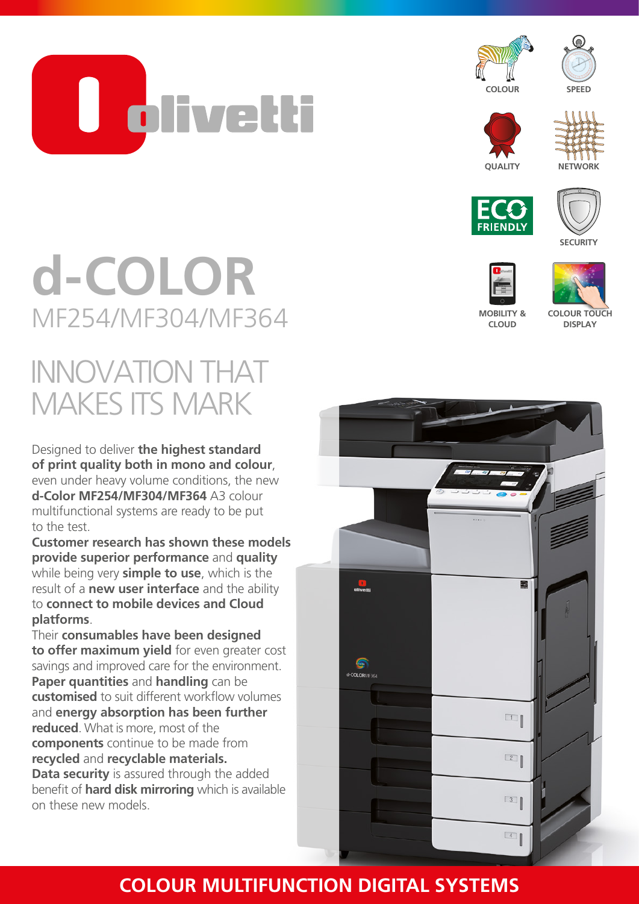# d-COLOR

## MF254/MF304/MF364

COLOUR

SPEED

QUALITY

NETWORK

ECO FRIENDLY

SECURITY

MOBILITY & CLOUD

COLOUR TOUCH DISPLAY

## INNOVATION THAT MAKES ITS MARK

Designed to deliver **the highest standard of print quality both in mono and colour**, even under heavy volume conditions, the new **d-Color MF254/MF304/MF364** A3 colour multifunctional systems are ready to be put to the test.

**Customer research has shown these models provide superior performance** and **quality** while being very **simple to use**, which is the result of a **new user interface** and the ability to **connect to mobile devices and Cloud platforms**.

Their **consumables have been designed to offer maximum yield** for even greater cost savings and improved care for the environment.

**Paper quantities** and **handling** can be **customised** to suit different workflow volumes and **energy absorption has been further reduced**. What is more, most of the **components** continue to be made from **recycled** and **recyclable materials.**

**Data security** is assured through the added benefit of **hard disk mirroring** which is available on these new models.

**COLOUR MULTIFUNCTION DIGITAL SYSTEMS**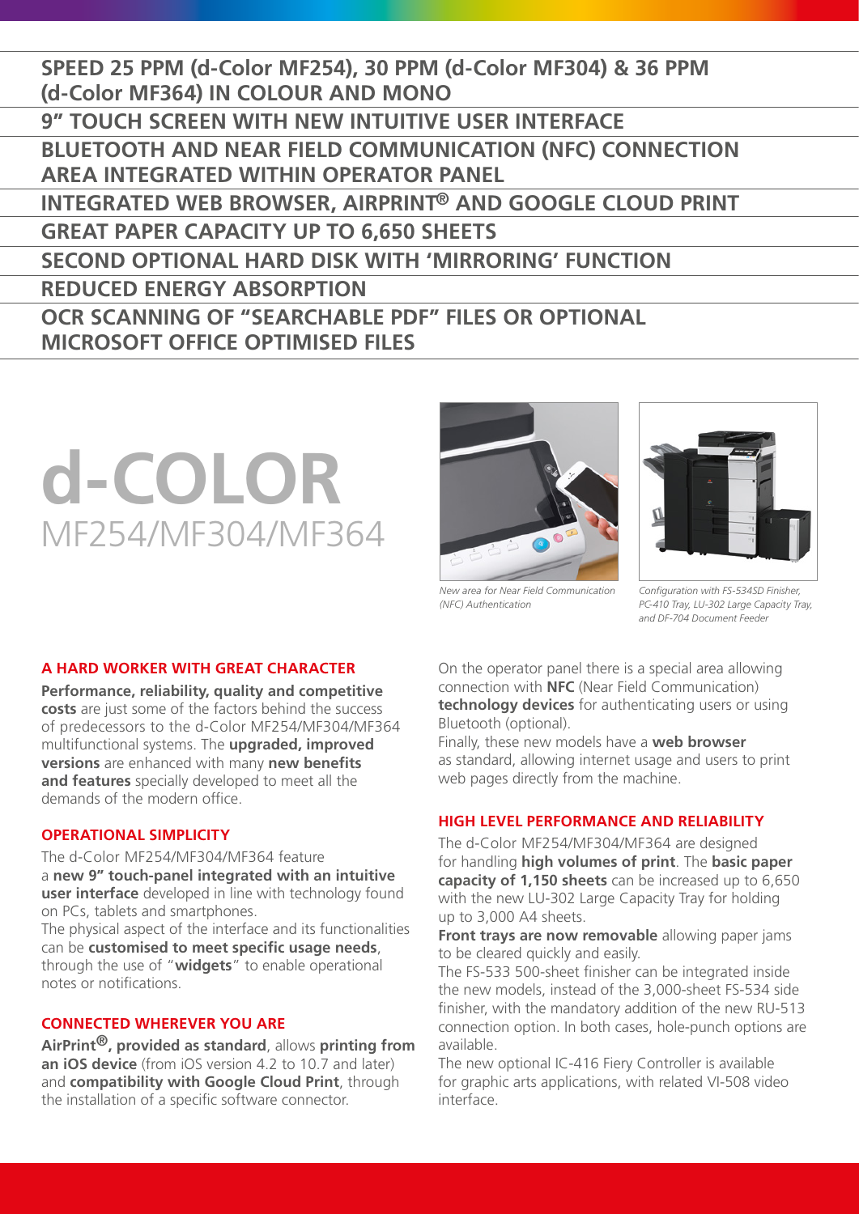**SPEED 25 PPM (d-Color MF254), 30 PPM (d-Color MF304) & 36 PPM (d-Color MF364) IN COLOUR AND MONO**

**9" TOUCH SCREEN WITH NEW INTUITIVE USER INTERFACE**

**BLUETOOTH AND NEAR FIELD COMMUNICATION (NFC) CONNECTION AREA INTEGRATED WITHIN OPERATOR PANEL**

**INTEGRATED WEB BROWSER, AIRPRINT® AND GOOGLE CLOUD PRINT**

**GREAT PAPER CAPACITY UP TO 6,650 SHEETS**

**SECOND OPTIONAL HARD DISK WITH 'MIRRORING' FUNCTION**

**REDUCED ENERGY ABSORPTION**

**OCR SCANNING OF "SEARCHABLE PDF" FILES OR OPTIONAL MICROSOFT OFFICE OPTIMISED FILES**

# d-COLOR MF254/MF304/MF364

*New area for Near Field Communication (NFC) Authentication*

*Configuration with FS-534SD Finisher, PC-410 Tray, LU-302 Large Capacity Tray, and DF-704 Document Feeder*

## A HARD WORKER WITH GREAT CHARACTER

**Performance, reliability, quality and competitive costs** are just some of the factors behind the success of predecessors to the d-Color MF254/MF304/MF364 multifunctional systems. The **upgraded, improved versions** are enhanced with many **new benefits and features** specially developed to meet all the demands of the modern office.

## OPERATIONAL SIMPLICITY

The d-Color MF254/MF304/MF364 feature a **new 9" touch-panel integrated with an intuitive user interface** developed in line with technology found on PCs, tablets and smartphones.

The physical aspect of the interface and its functionalities can be **customised to meet specific usage needs**, through the use of "**widgets**" to enable operational notes or notifications.

## CONNECTED WHEREVER YOU ARE

**AirPrint®, provided as standard**, allows **printing from an iOS device** (from iOS version 4.2 to 10.7 and later) and **compatibility with Google Cloud Print**, through the installation of a specific software connector.

On the operator panel there is a special area allowing connection with **NFC** (Near Field Communication) **technology devices** for authenticating users or using Bluetooth (optional).

Finally, these new models have a **web browser** as standard, allowing internet usage and users to print web pages directly from the machine.

## HIGH LEVEL PERFORMANCE AND RELIABILITY

The d-Color MF254/MF304/MF364 are designed for handling **high volumes of print**. The **basic paper capacity of 1,150 sheets** can be increased up to 6,650 with the new LU-302 Large Capacity Tray for holding up to 3,000 A4 sheets.

**Front trays are now removable** allowing paper jams to be cleared quickly and easily.

The FS-533 500-sheet finisher can be integrated inside the new models, instead of the 3,000-sheet FS-534 side finisher, with the mandatory addition of the new RU-513 connection option. In both cases, hole-punch options are available.

The new optional IC-416 Fiery Controller is available for graphic arts applications, with related VI-508 video interface.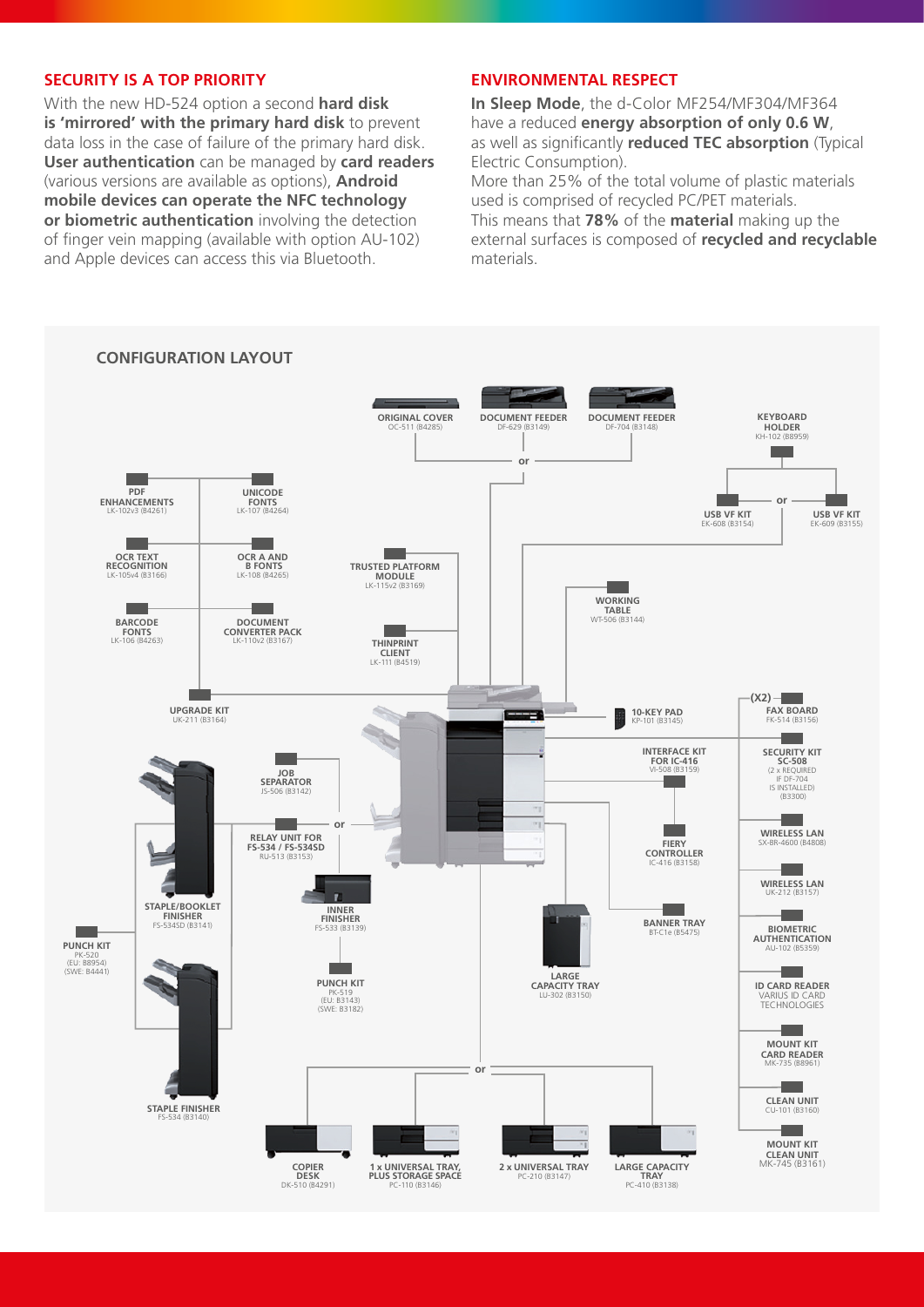## SECURITY IS A TOP PRIORITY

With the new HD-524 option a second **hard disk is 'mirrored' with the primary hard disk** to prevent data loss in the case of failure of the primary hard disk. **User authentication** can be managed by **card readers** (various versions are available as options), **Android mobile devices can operate the NFC technology or biometric authentication** involving the detection of finger vein mapping (available with option AU-102) and Apple devices can access this via Bluetooth.

## ENVIRONMENTAL RESPECT

**In Sleep Mode**, the d-Color MF254/MF304/MF364 have a reduced **energy absorption of only 0.6 W**, as well as significantly **reduced TEC absorption** (Typical Electric Consumption).
More than 25% of the total volume of plastic materials used is comprised of recycled PC/PET materials.
This means that **78%** of the **material** making up the external surfaces is composed of **recycled and recyclable** materials.

## CONFIGURATION LAYOUT

- **ORIGINAL COVER** OC-511 (B4285)
- or
- **DOCUMENT FEEDER** DF-629 (B3149)
- **DOCUMENT FEEDER** DF-704 (B3148)
- **KEYBOARD HOLDER** KH-102 (B8959)
- **USB VF KIT** EK-608 (B3154)
- or
- **USB VF KIT** EK-609 (B3155)
- **PDF ENHANCEMENTS** LK-102v3 (B4261)
- **UNICODE FONTS** LK-107 (B4264)
- **OCR TEXT RECOGNITION** LK-105v4 (B3166)
- **OCR A AND B FONTS** LK-108 (B4265)
- **BARCODE FONTS** LK-106 (B4263)
- **DOCUMENT CONVERTER PACK** LK-110v2 (B3167)
- **TRUSTED PLATFORM MODULE** LK-115v2 (B3169)
- **THINPRINT CLIENT** LK-111 (B4519)
- **WORKING TABLE** WT-506 (B3144)
- **UPGRADE KIT** UK-211 (B3164)
- **10-KEY PAD** KP-101 (B3145)
- (X2) **FAX BOARD** FK-514 (B3156)
- **SECURITY KIT SC-508** (2 x REQUIRED IF DF-704 IS INSTALLED) (B3300)
- **WIRELESS LAN** SX-BR-4600 (B4808)
- **WIRELESS LAN** UK-212 (B3157)
- **BIOMETRIC AUTHENTICATION** AU-102 (B5359)
- **ID CARD READER** VARIUS ID CARD TECHNOLOGIES
- **MOUNT KIT CARD READER** MK-735 (B8961)
- **CLEAN UNIT** CU-101 (B3160)
- **MOUNT KIT CLEAN UNIT** MK-745 (B3161)
- **INTERFACE KIT FOR IC-416** VI-508 (B3159)
- **FIERY CONTROLLER** IC-416 (B3158)
- **BANNER TRAY** BT-C1e (B5475)
- **LARGE CAPACITY TRAY** LU-302 (B3150)
- **JOB SEPARATOR** JS-506 (B3142)
- or
- **RELAY UNIT FOR FS-534 / FS-534SD** RU-513 (B3153)
- **INNER FINISHER** FS-533 (B3139)
- **PUNCH KIT** PK-519 (EU: B3143) (SWE: B3182)
- **STAPLE/BOOKLET FINISHER** FS-534SD (B3141)
- **PUNCH KIT** PK-520 (EU: B8954) (SWE: B4441)
- **STAPLE FINISHER** FS-534 (B3140)
- or
- **COPIER DESK** DK-510 (B4291)
- **1 x UNIVERSAL TRAY, PLUS STORAGE SPACE** PC-110 (B3146)
- **2 x UNIVERSAL TRAY** PC-210 (B3147)
- **LARGE CAPACITY TRAY** PC-410 (B3138)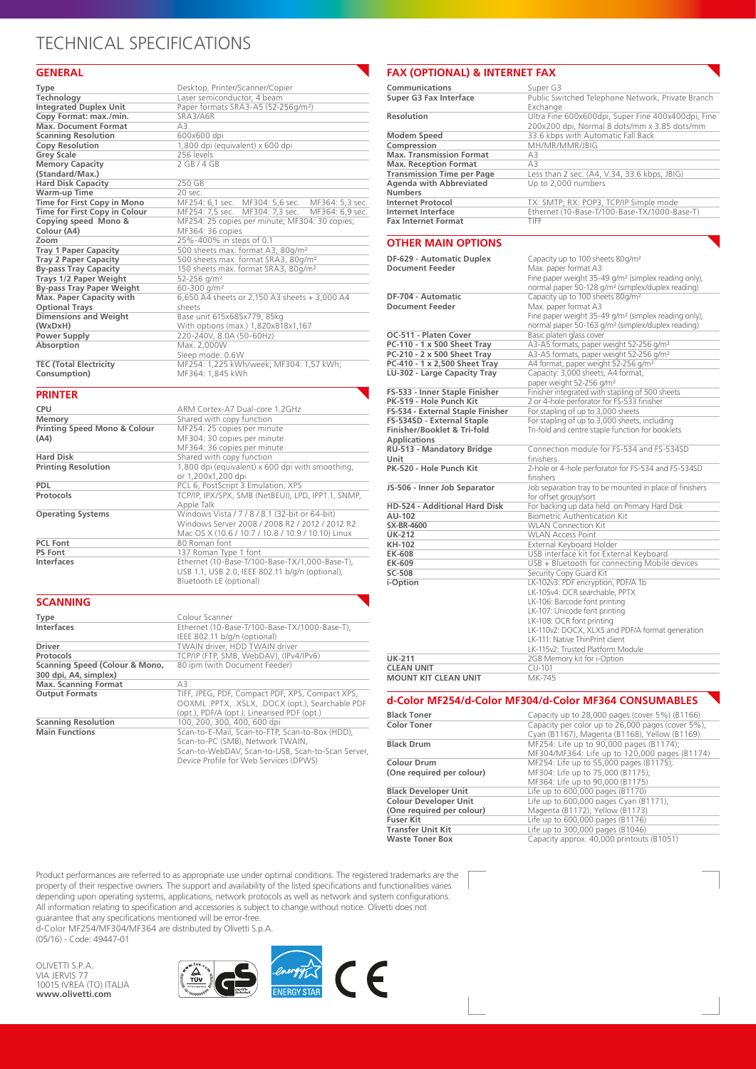# TECHNICAL SPECIFICATIONS

## GENERAL

| | |
|---|---|
| **Type** | Desktop, Printer/Scanner/Copier |
| **Technology** | Laser semiconductor, 4 beam |
| **Integrated Duplex Unit** | Paper formats SRA3-A5 (52-256g/m²) |
| **Copy Format: max./min.** | SRA3/A6R |
| **Max. Document Format** | A3 |
| **Scanning Resolution** | 600x600 dpi |
| **Copy Resolution** | 1,800 dpi (equivalent) x 600 dpi |
| **Grey Scale** | 256 levels |
| **Memory Capacity (Standard/Max.)** | 2 GB / 4 GB |
| **Hard Disk Capacity** | 250 GB |
| **Warm-up Time** | 20 sec. |
| **Time for First Copy in Mono** | MF254: 6,1 sec. MF304: 5,6 sec. MF364: 5,3 sec. |
| **Time for First Copy in Colour** | MF254: 7,5 sec. MF304: 7,3 sec. MF364: 6,9 sec. |
| **Copying speed Mono & Colour (A4)** | MF254: 25 copies per minute; MF304: 30 copies; MF364: 36 copies |
| **Zoom** | 25%-400% in steps of 0.1 |
| **Tray 1 Paper Capacity** | 500 sheets max. format A3, 80g/m² |
| **Tray 2 Paper Capacity** | 500 sheets max. format SRA3, 80g/m² |
| **By-pass Tray Capacity** | 150 sheets max. format SRA3, 80g/m² |
| **Trays 1/2 Paper Weight** | 52-256 g/m² |
| **By-pass Tray Paper Weight** | 60-300 g/m² |
| **Max. Paper Capacity with Optional Trays** | 6,650 A4 sheets or 2,150 A3 sheets + 3,000 A4 sheets |
| **Dimensions and Weight (WxDxH)** | Base unit 615x685x779, 85kg<br>With options (max.) 1,820x818x1,167 |
| **Power Supply** | 220-240V, 8.0A (50-60Hz) |
| **Absorption** | Max. 2,000W<br>Sleep mode: 0.6W |
| **TEC (Total Electricity Consumption)** | MF254: 1,225 kWh/week; MF304: 1,57 kWh; MF364: 1,845 kWh |

## PRINTER

| | |
|---|---|
| **CPU** | ARM Cortex-A7 Dual-core 1.2GHz |
| **Memory** | Shared with copy function |
| **Printing Speed Mono & Colour (A4)** | MF254: 25 copies per minute<br>MF304: 30 copies per minute<br>MF364: 36 copies per minute |
| **Hard Disk** | Shared with copy function |
| **Printing Resolution** | 1,800 dpi (equivalent) x 600 dpi with smoothing, or 1,200x1,200 dpi |
| **PDL** | PCL 6, PostScript 3 Emulation, XPS |
| **Protocols** | TCP/IP, IPX/SPX, SMB (NetBEUI), LPD, IPP1.1, SNMP, Apple Talk |
| **Operating Systems** | Windows Vista / 7 / 8 / 8.1 (32-bit or 64-bit)<br>Windows Server 2008 / 2008 R2 / 2012 / 2012 R2<br>Mac OS X (10.6 / 10.7 / 10.8 / 10.9 / 10.10) Linux |
| **PCL Font** | 80 Roman font |
| **PS Font** | 137 Roman Type 1 font |
| **Interfaces** | Ethernet (10-Base-T/100-Base-TX/1,000-Base-T), USB 1.1, USB 2.0, IEEE 802.11 b/g/n (optional), Bluetooth LE (optional) |

## SCANNING

| | |
|---|---|
| **Type** | Colour Scanner |
| **Interfaces** | Ethernet (10-Base-T/100-Base-TX/1000-Base-T), IEEE 802.11 b/g/n (optional) |
| **Driver** | TWAIN driver, HDD TWAIN driver |
| **Protocols** | TCP/IP (FTP, SMB, WebDAV), (IPv4/IPv6) |
| **Scanning Speed (Colour & Mono, 300 dpi, A4, simplex)** | 80 ipm (with Document Feeder) |
| **Max. Scanning Format** | A3 |
| **Output Formats** | TIFF, JPEG, PDF, Compact PDF, XPS, Compact XPS, OOXML .PPTX, .XSLX, .DOCX (opt.), Searchable PDF (opt.), PDF/A (opt.), Linearised PDF (opt.) |
| **Scanning Resolution** | 100, 200, 300, 400, 600 dpi |
| **Main Functions** | Scan-to-E-Mail, Scan-to-FTP, Scan-to-Box (HDD), Scan-to-PC (SMB), Network TWAIN, Scan-to-WebDAV, Scan-to-USB, Scan-to-Scan Server, Device Profile for Web Services (DPWS) |

## FAX (OPTIONAL) & INTERNET FAX

| | |
|---|---|
| **Communications** | Super G3 |
| **Super G3 Fax Interface** | Public Switched Telephone Network, Private Branch Exchange |
| **Resolution** | Ultra Fine 600x600dpi, Super Fine 400x400dpi, Fine 200x200 dpi, Normal 8 dots/mm x 3.85 dots/mm |
| **Modem Speed** | 33.6 kbps with Automatic Fall Back |
| **Compression** | MH/MR/MMR/JBIG |
| **Max. Transmission Format** | A3 |
| **Max. Reception Format** | A3 |
| **Transmission Time per Page** | Less than 2 sec. (A4, V.34, 33.6 kbps, JBIG) |
| **Agenda with Abbreviated Numbers** | Up to 2,000 numbers |
| **Internet Protocol** | TX: SMTP; RX: POP3, TCP/IP Simple mode |
| **Internet Interface** | Ethernet (10-Base-T/100-Base-TX/1000-Base-T) |
| **Fax Internet Format** | TIFF |

## OTHER MAIN OPTIONS

| | |
|---|---|
| **DF-629 - Automatic Duplex Document Feeder** | Capacity up to 100 sheets 80g/m²<br>Max. paper format A3<br>Fine paper weight 35-49 g/m² (simplex reading only), normal paper 50-128 g/m² (simplex/duplex reading) |
| **DF-704 - Automatic Document Feeder** | Capacity up to 100 sheets 80g/m²<br>Max. paper format A3<br>Fine paper weight 35-49 g/m² (simplex reading only), normal paper 50-163 g/m² (simplex/duplex reading) |
| **OC-511 - Platen Cover** | Basic platen glass cover |
| **PC-110 - 1 x 500 Sheet Tray** | A3-A5 formats, paper weight 52-256 g/m² |
| **PC-210 - 2 x 500 Sheet Tray** | A3-A5 formats, paper weight 52-256 g/m² |
| **PC-410 - 1 x 2,500 Sheet Tray** | A4 format, paper weight 52-256 g/m² |
| **LU-302 - Large Capacity Tray** | Capacity: 3,000 sheets, A4 format, paper weight 52-256 g/m² |
| **FS-533 - Inner Staple Finisher** | Finisher integrated with stapling of 500 sheets |
| **PK-519 - Hole Punch Kit** | 2 or 4-hole perforator for FS-533 finisher |
| **FS-534 - External Staple Finisher** | For stapling of up to 3,000 sheets |
| **FS-534SD - External Staple Finisher/Booklet & Tri-fold Applications** | For stapling of up to 3,000 sheets, including Tri-fold and centre staple function for booklets |
| **RU-513 - Mandatory Bridge Unit** | Connection module for FS-534 and FS-534SD finishers |
| **PK-520 - Hole Punch Kit** | 2-hole or 4-hole perforator for FS-534 and FS-534SD finishers |
| **JS-506 - Inner Job Separator** | Job separation tray to be mounted in place of finishers for offset group/sort |
| **HD-524 - Additional Hard Disk** | For backing up data held on Primary Hard Disk |
| **AU-102** | Biometric Authentication Kit |
| **SX-BR-4600** | WLAN Connection Kit |
| **UK-212** | WLAN Access Point |
| **KH-102** | External Keyboard Holder |
| **EK-608** | USB interface kit for External Keyboard |
| **EK-609** | USB + Bluetooth for connecting Mobile devices |
| **SC-508** | Security Copy Guard Kit |
| **i-Option** | LK-102v3: PDF encryption, PDF/A 1b<br>LK-105v4: OCR searchable, PPTX<br>LK-106: Barcode font printing<br>LK-107: Unicode font printing<br>LK-108: OCR font printing<br>LK-110v2: DOCX, XLXS and PDF/A format generation<br>LK-111: Native ThinPrint client<br>LK-115v2: Trusted Platform Module |
| **UK-211** | 2GB Memory kit for i-Option |
| **CLEAN UNIT** | CU-101 |
| **MOUNT KIT CLEAN UNIT** | MK-745 |

## d-Color MF254/d-Color MF304/d-Color MF364 CONSUMABLES

| | |
|---|---|
| **Black Toner** | Capacity up to 28,000 pages (cover 5%) (B1166) |
| **Color Toner** | Capacity per color up to 26,000 pages (cover 5%), Cyan (B1167), Magenta (B1168), Yellow (B1169) |
| **Black Drum** | MF254: Life up to 90,000 pages (B1174);<br>MF304/MF364: Life up to 120,000 pages (B1174) |
| **Colour Drum (One required per colour)** | MF254: Life up to 55,000 pages (B1175);<br>MF304: Life up to 75,000 (B1175);<br>MF364: Life up to 90,000 (B1175) |
| **Black Developer Unit** | Life up to 600,000 pages (B1170) |
| **Colour Developer Unit (One required per colour)** | Life up to 600,000 pages Cyan (B1171), Magenta (B1172), Yellow (B1173) |
| **Fuser Kit** | Life up to 600,000 pages (B1176) |
| **Transfer Unit Kit** | Life up to 300,000 pages (B1046) |
| **Waste Toner Box** | Capacity approx. 40,000 printouts (B1051) |

Product performances are referred to as appropriate use under optimal conditions. The registered trademarks are the property of their respective owners. The support and availability of the listed specifications and functionalities varies depending upon operating systems, applications, network protocols as well as network and system configurations. All information relating to specification and accessories is subject to change without notice. Olivetti does not guarantee that any specifications mentioned will be error-free.
d-Color MF254/MF304/MF364 are distributed by Olivetti S.p.A.
(05/16) - Code: 49447-01

OLIVETTI S.P.A.
VIA JERVIS 77
10015 IVREA (TO) ITALIA
**www.olivetti.com**